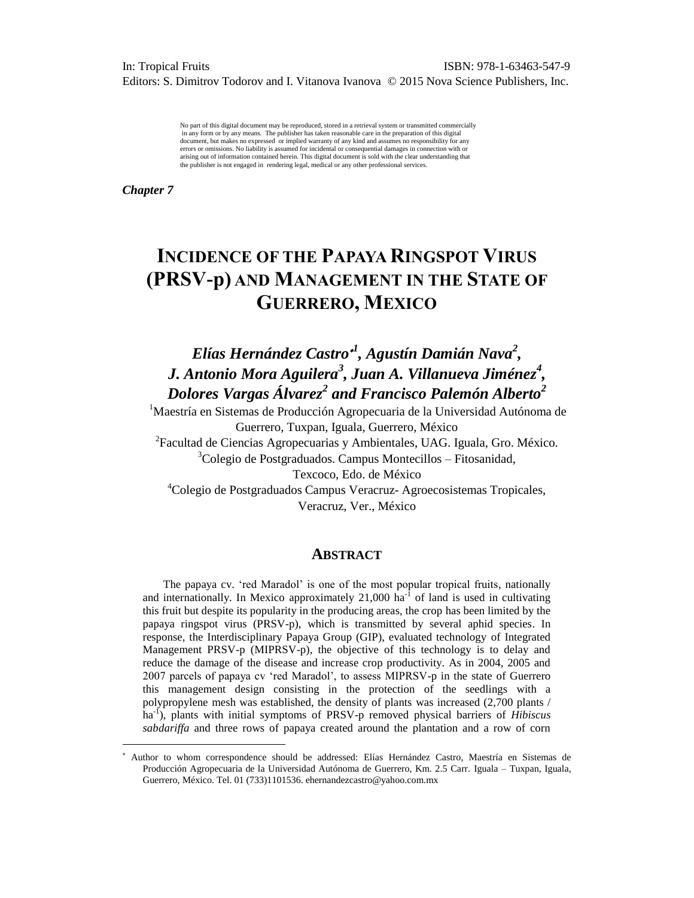In: Tropical Fruits ISBN: 978-1-63463-547-9
Editors: S. Dimitrov Todorov and I. Vitanova Ivanova © 2015 Nova Science Publishers, Inc.

No part of this digital document may be reproduced, stored in a retrieval system or transmitted commercially in any form or by any means. The publisher has taken reasonable care in the preparation of this digital document, but makes no expressed or implied warranty of any kind and assumes no responsibility for any errors or omissions. No liability is assumed for incidental or consequential damages in connection with or arising out of information contained herein. This digital document is sold with the clear understanding that the publisher is not engaged in rendering legal, medical or any other professional services.

***Chapter 7***

# INCIDENCE OF THE PAPAYA RINGSPOT VIRUS (PRSV-p) AND MANAGEMENT IN THE STATE OF GUERRERO, MEXICO

***Elías Hernández Castro*[1], Agustín Damián Nava[2], J. Antonio Mora Aguilera[3], Juan A. Villanueva Jiménez[4], Dolores Vargas Álvarez[2] and Francisco Palemón Alberto[2]***

[1]Maestría en Sistemas de Producción Agropecuaria de la Universidad Autónoma de Guerrero, Tuxpan, Iguala, Guerrero, México

[2]Facultad de Ciencias Agropecuarias y Ambientales, UAG. Iguala, Gro. México.

[3]Colegio de Postgraduados. Campus Montecillos – Fitosanidad, Texcoco, Edo. de México

[4]Colegio de Postgraduados Campus Veracruz- Agroecosistemas Tropicales, Veracruz, Ver., México

## ABSTRACT

The papaya cv. 'red Maradol' is one of the most popular tropical fruits, nationally and internationally. In Mexico approximately 21,000 ha$^{-1}$ of land is used in cultivating this fruit but despite its popularity in the producing areas, the crop has been limited by the papaya ringspot virus (PRSV-p), which is transmitted by several aphid species. In response, the Interdisciplinary Papaya Group (GIP), evaluated technology of Integrated Management PRSV-p (MIPRSV-p), the objective of this technology is to delay and reduce the damage of the disease and increase crop productivity. As in 2004, 2005 and 2007 parcels of papaya cv 'red Maradol', to assess MIPRSV-p in the state of Guerrero this management design consisting in the protection of the seedlings with a polypropylene mesh was established, the density of plants was increased (2,700 plants / ha$^{-1}$), plants with initial symptoms of PRSV-p removed physical barriers of *Hibiscus sabdariffa* and three rows of papaya created around the plantation and a row of corn

---

* Author to whom correspondence should be addressed: Elías Hernández Castro, Maestría en Sistemas de Producción Agropecuaria de la Universidad Autónoma de Guerrero, Km. 2.5 Carr. Iguala – Tuxpan, Iguala, Guerrero, México. Tel. 01 (733)1101536. ehernandezcastro@yahoo.com.mx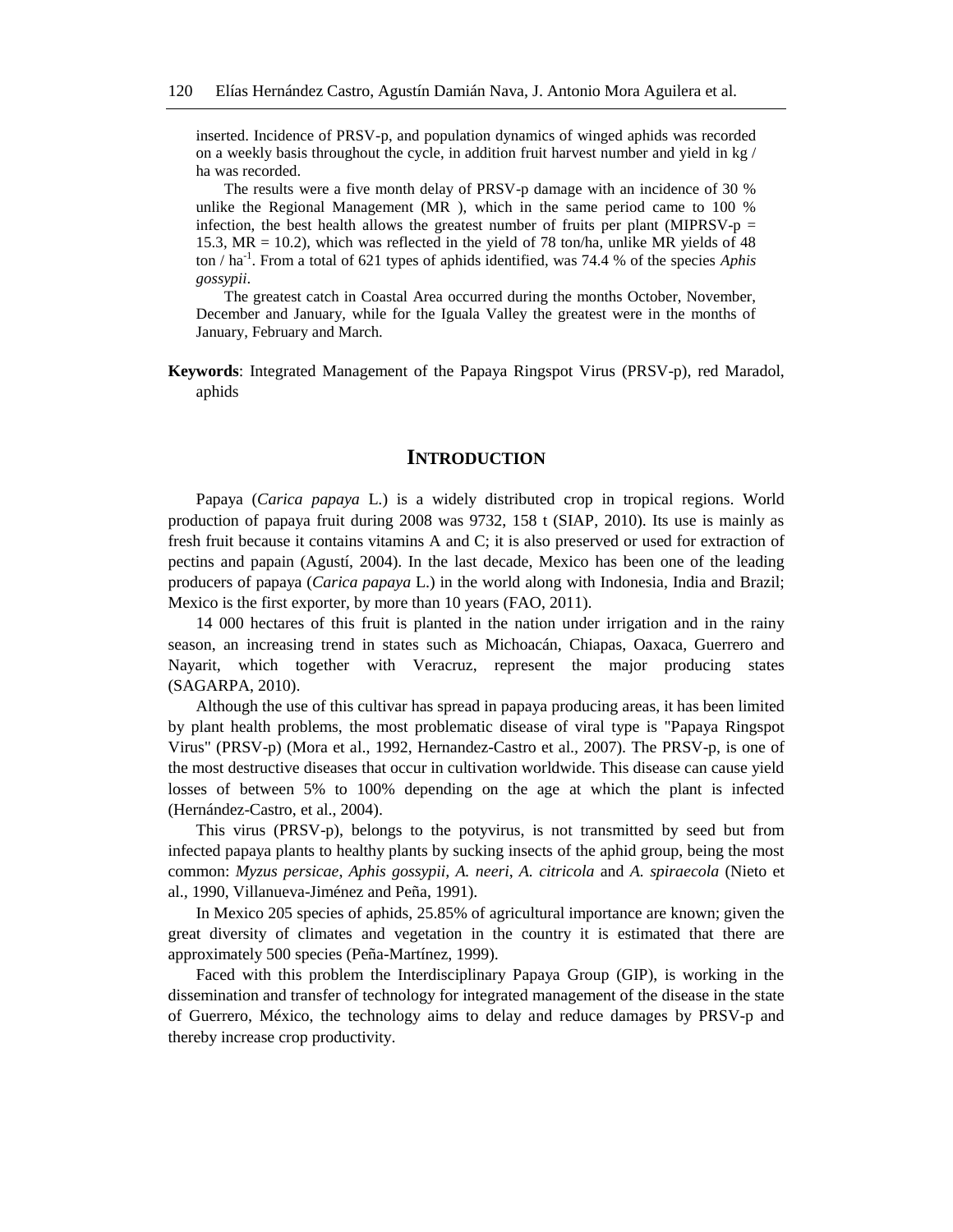inserted. Incidence of PRSV-p, and population dynamics of winged aphids was recorded on a weekly basis throughout the cycle, in addition fruit harvest number and yield in kg / ha was recorded.

The results were a five month delay of PRSV-p damage with an incidence of 30 % unlike the Regional Management (MR ), which in the same period came to 100 % infection, the best health allows the greatest number of fruits per plant (MIPRSV-p = 15.3, MR = 10.2), which was reflected in the yield of 78 ton/ha, unlike MR yields of 48 ton / ha$^{-1}$. From a total of 621 types of aphids identified, was 74.4 % of the species *Aphis gossypii*.

The greatest catch in Coastal Area occurred during the months October, November, December and January, while for the Iguala Valley the greatest were in the months of January, February and March.

**Keywords**: Integrated Management of the Papaya Ringspot Virus (PRSV-p), red Maradol, aphids

# INTRODUCTION

Papaya (*Carica papaya* L.) is a widely distributed crop in tropical regions. World production of papaya fruit during 2008 was 9732, 158 t (SIAP, 2010). Its use is mainly as fresh fruit because it contains vitamins A and C; it is also preserved or used for extraction of pectins and papain (Agustí, 2004). In the last decade, Mexico has been one of the leading producers of papaya (*Carica papaya* L.) in the world along with Indonesia, India and Brazil; Mexico is the first exporter, by more than 10 years (FAO, 2011).

14 000 hectares of this fruit is planted in the nation under irrigation and in the rainy season, an increasing trend in states such as Michoacán, Chiapas, Oaxaca, Guerrero and Nayarit, which together with Veracruz, represent the major producing states (SAGARPA, 2010).

Although the use of this cultivar has spread in papaya producing areas, it has been limited by plant health problems, the most problematic disease of viral type is "Papaya Ringspot Virus" (PRSV-p) (Mora et al., 1992, Hernandez-Castro et al., 2007). The PRSV-p, is one of the most destructive diseases that occur in cultivation worldwide. This disease can cause yield losses of between 5% to 100% depending on the age at which the plant is infected (Hernández-Castro, et al., 2004).

This virus (PRSV-p), belongs to the potyvirus, is not transmitted by seed but from infected papaya plants to healthy plants by sucking insects of the aphid group, being the most common: *Myzus persicae*, *Aphis gossypii*, *A. neeri*, *A. citricola* and *A. spiraecola* (Nieto et al., 1990, Villanueva-Jiménez and Peña, 1991).

In Mexico 205 species of aphids, 25.85% of agricultural importance are known; given the great diversity of climates and vegetation in the country it is estimated that there are approximately 500 species (Peña-Martínez, 1999).

Faced with this problem the Interdisciplinary Papaya Group (GIP), is working in the dissemination and transfer of technology for integrated management of the disease in the state of Guerrero, México, the technology aims to delay and reduce damages by PRSV-p and thereby increase crop productivity.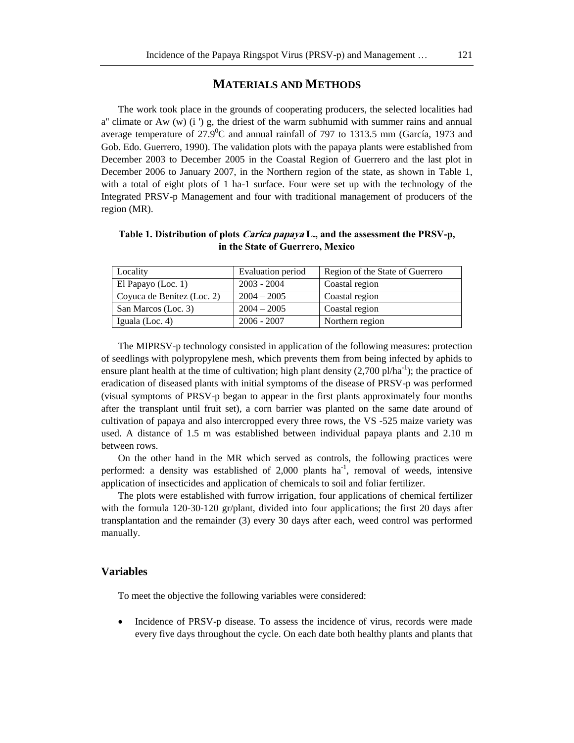## MATERIALS AND METHODS

The work took place in the grounds of cooperating producers, the selected localities had a'' climate or Aw (w) (i ') g, the driest of the warm subhumid with summer rains and annual average temperature of 27.9$^0$C and annual rainfall of 797 to 1313.5 mm (García, 1973 and Gob. Edo. Guerrero, 1990). The validation plots with the papaya plants were established from December 2003 to December 2005 in the Coastal Region of Guerrero and the last plot in December 2006 to January 2007, in the Northern region of the state, as shown in Table 1, with a total of eight plots of 1 ha-1 surface. Four were set up with the technology of the Integrated PRSV-p Management and four with traditional management of producers of the region (MR).

**Table 1. Distribution of plots *Carica papaya* L., and the assessment the PRSV-p, in the State of Guerrero, Mexico**

| Locality | Evaluation period | Region of the State of Guerrero |
|---|---|---|
| El Papayo (Loc. 1) | 2003 - 2004 | Coastal region |
| Coyuca de Benítez (Loc. 2) | 2004 – 2005 | Coastal region |
| San Marcos (Loc. 3) | 2004 – 2005 | Coastal region |
| Iguala (Loc. 4) | 2006 - 2007 | Northern region |

The MIPRSV-p technology consisted in application of the following measures: protection of seedlings with polypropylene mesh, which prevents them from being infected by aphids to ensure plant health at the time of cultivation; high plant density (2,700 pl/ha$^{-1}$); the practice of eradication of diseased plants with initial symptoms of the disease of PRSV-p was performed (visual symptoms of PRSV-p began to appear in the first plants approximately four months after the transplant until fruit set), a corn barrier was planted on the same date around of cultivation of papaya and also intercropped every three rows, the VS -525 maize variety was used. A distance of 1.5 m was established between individual papaya plants and 2.10 m between rows.

On the other hand in the MR which served as controls, the following practices were performed: a density was established of 2,000 plants ha$^{-1}$, removal of weeds, intensive application of insecticides and application of chemicals to soil and foliar fertilizer.

The plots were established with furrow irrigation, four applications of chemical fertilizer with the formula 120-30-120 gr/plant, divided into four applications; the first 20 days after transplantation and the remainder (3) every 30 days after each, weed control was performed manually.

### Variables

To meet the objective the following variables were considered:

- Incidence of PRSV-p disease. To assess the incidence of virus, records were made every five days throughout the cycle. On each date both healthy plants and plants that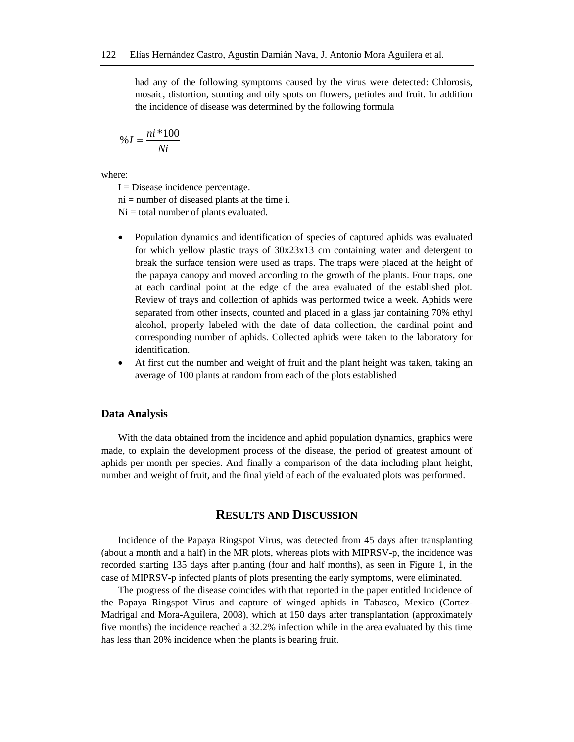had any of the following symptoms caused by the virus were detected: Chlorosis, mosaic, distortion, stunting and oily spots on flowers, petioles and fruit. In addition the incidence of disease was determined by the following formula

$$\%I = \frac{ni * 100}{Ni}$$

where:

I = Disease incidence percentage.  
ni = number of diseased plants at the time i.  
Ni = total number of plants evaluated.

- Population dynamics and identification of species of captured aphids was evaluated for which yellow plastic trays of 30x23x13 cm containing water and detergent to break the surface tension were used as traps. The traps were placed at the height of the papaya canopy and moved according to the growth of the plants. Four traps, one at each cardinal point at the edge of the area evaluated of the established plot. Review of trays and collection of aphids was performed twice a week. Aphids were separated from other insects, counted and placed in a glass jar containing 70% ethyl alcohol, properly labeled with the date of data collection, the cardinal point and corresponding number of aphids. Collected aphids were taken to the laboratory for identification.
- At first cut the number and weight of fruit and the plant height was taken, taking an average of 100 plants at random from each of the plots established

## Data Analysis

With the data obtained from the incidence and aphid population dynamics, graphics were made, to explain the development process of the disease, the period of greatest amount of aphids per month per species. And finally a comparison of the data including plant height, number and weight of fruit, and the final yield of each of the evaluated plots was performed.

## Results and Discussion

Incidence of the Papaya Ringspot Virus, was detected from 45 days after transplanting (about a month and a half) in the MR plots, whereas plots with MIPRSV-p, the incidence was recorded starting 135 days after planting (four and half months), as seen in Figure 1, in the case of MIPRSV-p infected plants of plots presenting the early symptoms, were eliminated.

The progress of the disease coincides with that reported in the paper entitled Incidence of the Papaya Ringspot Virus and capture of winged aphids in Tabasco, Mexico (Cortez-Madrigal and Mora-Aguilera, 2008), which at 150 days after transplantation (approximately five months) the incidence reached a 32.2% infection while in the area evaluated by this time has less than 20% incidence when the plants is bearing fruit.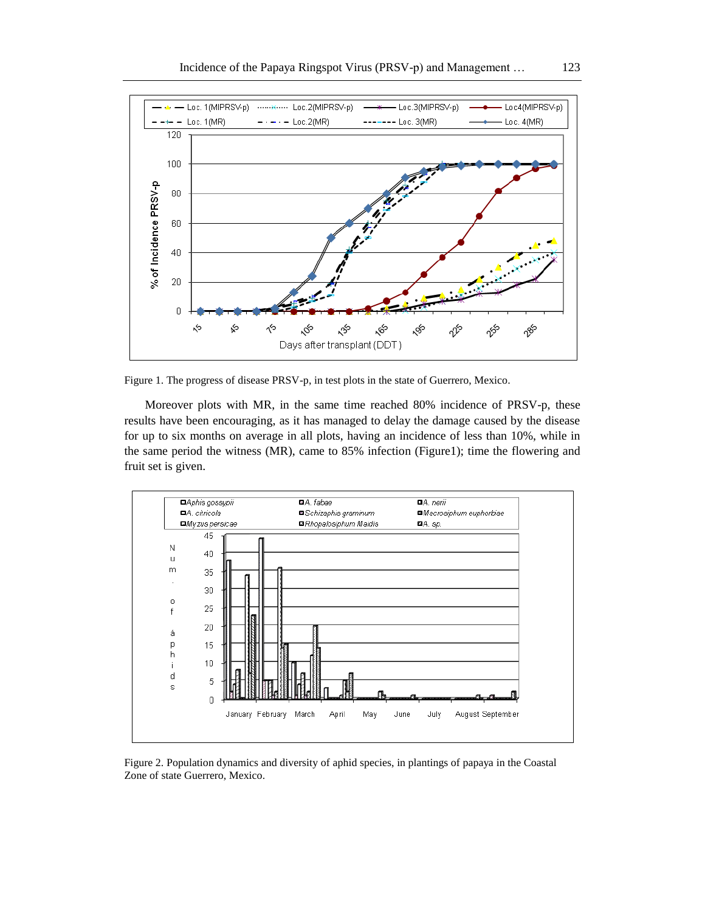Figure 1. The progress of disease PRSV-p, in test plots in the state of Guerrero, Mexico.

Moreover plots with MR, in the same time reached 80% incidence of PRSV-p, these results have been encouraging, as it has managed to delay the damage caused by the disease for up to six months on average in all plots, having an incidence of less than 10%, while in the same period the witness (MR), came to 85% infection (Figure1); time the flowering and fruit set is given.

Figure 2. Population dynamics and diversity of aphid species, in plantings of papaya in the Coastal Zone of state Guerrero, Mexico.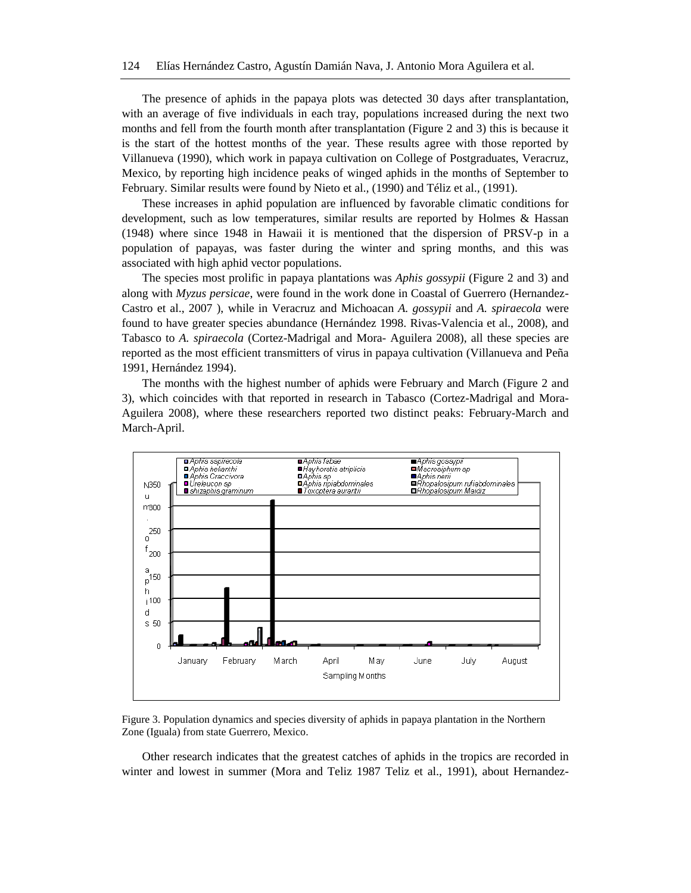The presence of aphids in the papaya plots was detected 30 days after transplantation, with an average of five individuals in each tray, populations increased during the next two months and fell from the fourth month after transplantation (Figure 2 and 3) this is because it is the start of the hottest months of the year. These results agree with those reported by Villanueva (1990), which work in papaya cultivation on College of Postgraduates, Veracruz, Mexico, by reporting high incidence peaks of winged aphids in the months of September to February. Similar results were found by Nieto et al., (1990) and Téliz et al., (1991).

These increases in aphid population are influenced by favorable climatic conditions for development, such as low temperatures, similar results are reported by Holmes & Hassan (1948) where since 1948 in Hawaii it is mentioned that the dispersion of PRSV-p in a population of papayas, was faster during the winter and spring months, and this was associated with high aphid vector populations.

The species most prolific in papaya plantations was *Aphis gossypii* (Figure 2 and 3) and along with *Myzus persicae*, were found in the work done in Coastal of Guerrero (Hernandez-Castro et al., 2007 ), while in Veracruz and Michoacan *A. gossypii* and *A. spiraecola* were found to have greater species abundance (Hernández 1998. Rivas-Valencia et al., 2008), and Tabasco to *A. spiraecola* (Cortez-Madrigal and Mora- Aguilera 2008), all these species are reported as the most efficient transmitters of virus in papaya cultivation (Villanueva and Peña 1991, Hernández 1994).

The months with the highest number of aphids were February and March (Figure 2 and 3), which coincides with that reported in research in Tabasco (Cortez-Madrigal and Mora-Aguilera 2008), where these researchers reported two distinct peaks: February-March and March-April.

Figure 3. Population dynamics and species diversity of aphids in papaya plantation in the Northern Zone (Iguala) from state Guerrero, Mexico.

Other research indicates that the greatest catches of aphids in the tropics are recorded in winter and lowest in summer (Mora and Teliz 1987 Teliz et al., 1991), about Hernandez-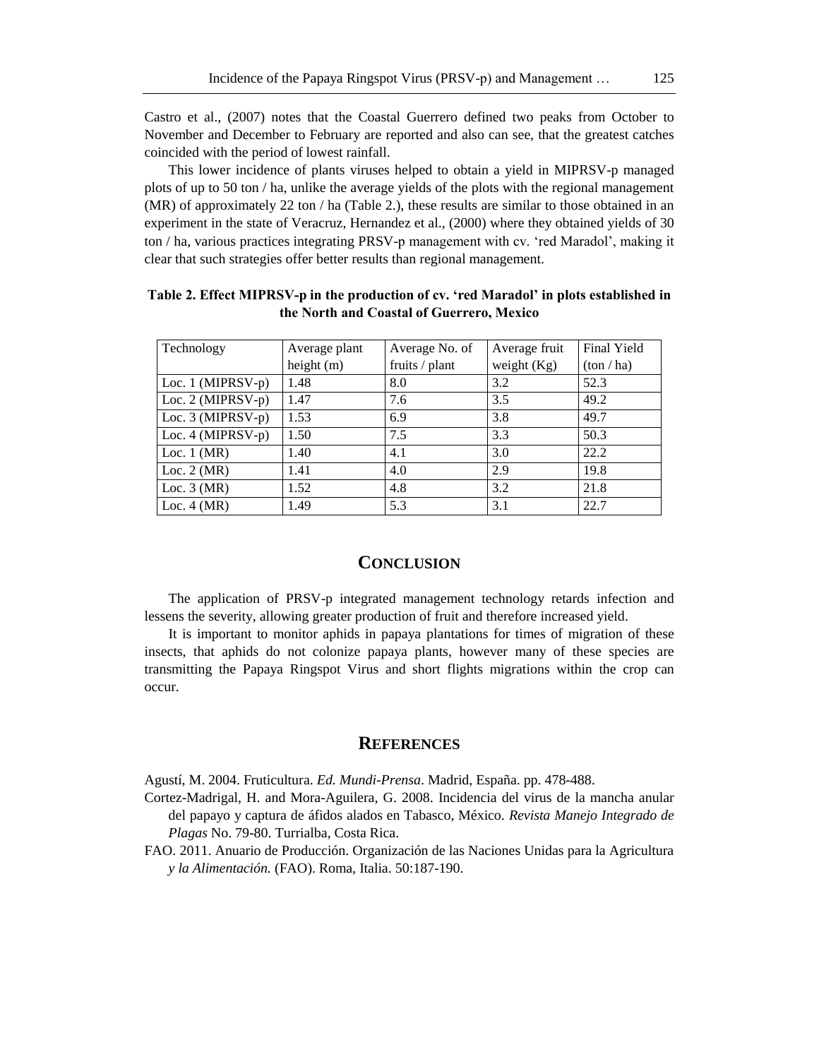Castro et al., (2007) notes that the Coastal Guerrero defined two peaks from October to November and December to February are reported and also can see, that the greatest catches coincided with the period of lowest rainfall.

This lower incidence of plants viruses helped to obtain a yield in MIPRSV-p managed plots of up to 50 ton / ha, unlike the average yields of the plots with the regional management (MR) of approximately 22 ton / ha (Table 2.), these results are similar to those obtained in an experiment in the state of Veracruz, Hernandez et al., (2000) where they obtained yields of 30 ton / ha, various practices integrating PRSV-p management with cv. 'red Maradol', making it clear that such strategies offer better results than regional management.

**Table 2. Effect MIPRSV-p in the production of cv. 'red Maradol' in plots established in the North and Coastal of Guerrero, Mexico**

| Technology | Average plant height (m) | Average No. of fruits / plant | Average fruit weight (Kg) | Final Yield (ton / ha) |
|---|---|---|---|---|
| Loc. 1 (MIPRSV-p) | 1.48 | 8.0 | 3.2 | 52.3 |
| Loc. 2 (MIPRSV-p) | 1.47 | 7.6 | 3.5 | 49.2 |
| Loc. 3 (MIPRSV-p) | 1.53 | 6.9 | 3.8 | 49.7 |
| Loc. 4 (MIPRSV-p) | 1.50 | 7.5 | 3.3 | 50.3 |
| Loc. 1 (MR) | 1.40 | 4.1 | 3.0 | 22.2 |
| Loc. 2 (MR) | 1.41 | 4.0 | 2.9 | 19.8 |
| Loc. 3 (MR) | 1.52 | 4.8 | 3.2 | 21.8 |
| Loc. 4 (MR) | 1.49 | 5.3 | 3.1 | 22.7 |

## CONCLUSION

The application of PRSV-p integrated management technology retards infection and lessens the severity, allowing greater production of fruit and therefore increased yield.

It is important to monitor aphids in papaya plantations for times of migration of these insects, that aphids do not colonize papaya plants, however many of these species are transmitting the Papaya Ringspot Virus and short flights migrations within the crop can occur.

## REFERENCES

Agustí, M. 2004. Fruticultura. *Ed. Mundi-Prensa*. Madrid, España. pp. 478-488.

Cortez-Madrigal, H. and Mora-Aguilera, G. 2008. Incidencia del virus de la mancha anular del papayo y captura de áfidos alados en Tabasco, México. *Revista Manejo Integrado de Plagas* No. 79-80. Turrialba, Costa Rica.

FAO. 2011. Anuario de Producción. Organización de las Naciones Unidas para la Agricultura *y la Alimentación.* (FAO). Roma, Italia. 50:187-190.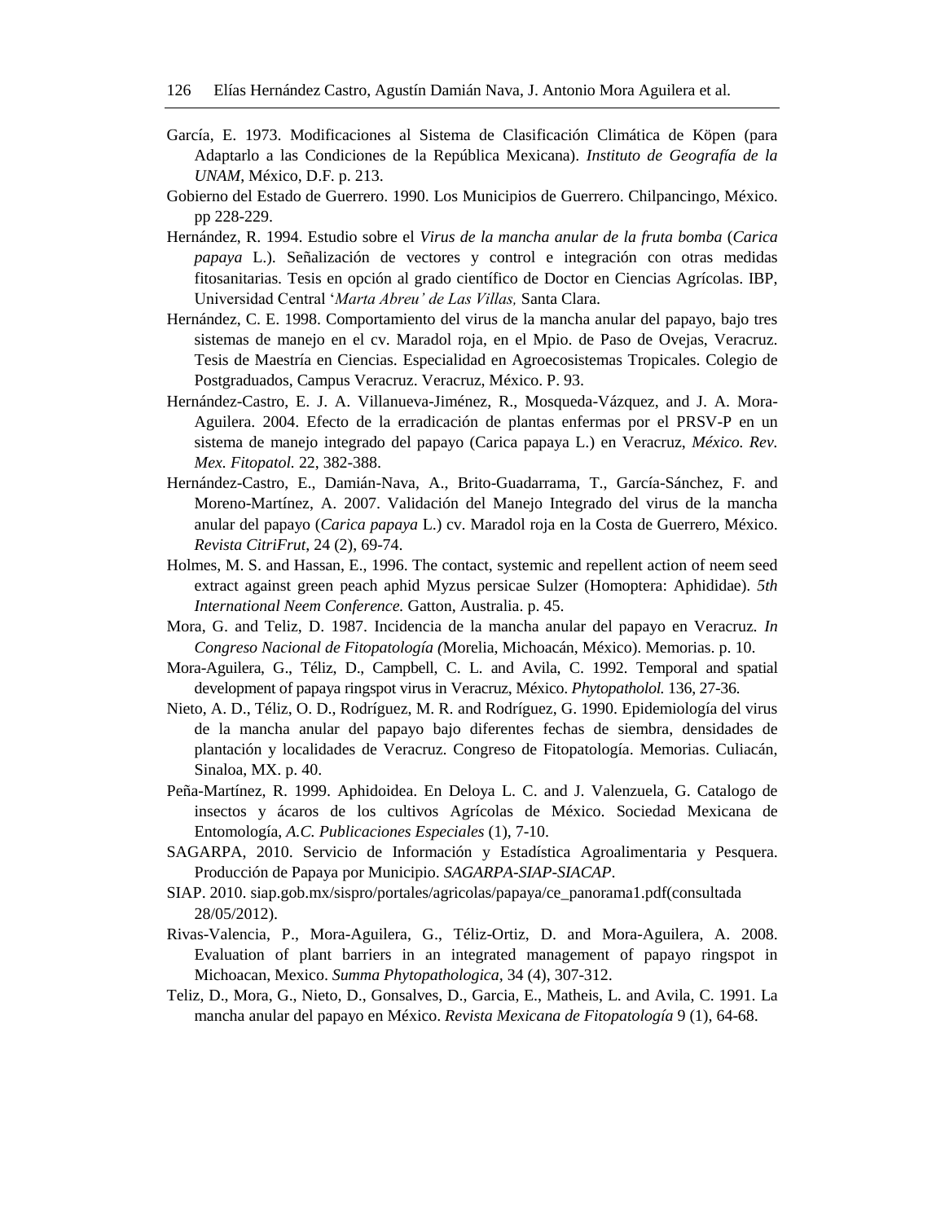García, E. 1973. Modificaciones al Sistema de Clasificación Climática de Köpen (para Adaptarlo a las Condiciones de la República Mexicana). *Instituto de Geografía de la UNAM*, México, D.F. p. 213.

Gobierno del Estado de Guerrero. 1990. Los Municipios de Guerrero. Chilpancingo, México. pp 228-229.

Hernández, R. 1994. Estudio sobre el *Virus de la mancha anular de la fruta bomba* (*Carica papaya* L.). Señalización de vectores y control e integración con otras medidas fitosanitarias. Tesis en opción al grado científico de Doctor en Ciencias Agrícolas. IBP, Universidad Central '*Marta Abreu' de Las Villas,* Santa Clara.

Hernández, C. E. 1998. Comportamiento del virus de la mancha anular del papayo, bajo tres sistemas de manejo en el cv. Maradol roja, en el Mpio. de Paso de Ovejas, Veracruz. Tesis de Maestría en Ciencias. Especialidad en Agroecosistemas Tropicales. Colegio de Postgraduados, Campus Veracruz. Veracruz, México. P. 93.

Hernández-Castro, E. J. A. Villanueva-Jiménez, R., Mosqueda-Vázquez, and J. A. Mora-Aguilera. 2004. Efecto de la erradicación de plantas enfermas por el PRSV-P en un sistema de manejo integrado del papayo (Carica papaya L.) en Veracruz, *México. Rev. Mex. Fitopatol.* 22, 382-388.

Hernández-Castro, E., Damián-Nava, A., Brito-Guadarrama, T., García-Sánchez, F. and Moreno-Martínez, A. 2007. Validación del Manejo Integrado del virus de la mancha anular del papayo (*Carica papaya* L.) cv. Maradol roja en la Costa de Guerrero, México. *Revista CitriFrut*, 24 (2), 69-74.

Holmes, M. S. and Hassan, E., 1996. The contact, systemic and repellent action of neem seed extract against green peach aphid Myzus persicae Sulzer (Homoptera: Aphididae). *5th International Neem Conference.* Gatton, Australia. p. 45.

Mora, G. and Teliz, D. 1987. Incidencia de la mancha anular del papayo en Veracruz. *In Congreso Nacional de Fitopatología (*Morelia, Michoacán, México). Memorias. p. 10.

Mora-Aguilera, G., Téliz, D., Campbell, C. L. and Avila, C. 1992. Temporal and spatial development of papaya ringspot virus in Veracruz, México. *Phytopatholol.* 136, 27-36.

Nieto, A. D., Téliz, O. D., Rodríguez, M. R. and Rodríguez, G. 1990. Epidemiología del virus de la mancha anular del papayo bajo diferentes fechas de siembra, densidades de plantación y localidades de Veracruz. Congreso de Fitopatología. Memorias. Culiacán, Sinaloa, MX. p. 40.

Peña-Martínez, R. 1999. Aphidoidea. En Deloya L. C. and J. Valenzuela, G. Catalogo de insectos y ácaros de los cultivos Agrícolas de México. Sociedad Mexicana de Entomología, *A.C. Publicaciones Especiales* (1), 7-10.

SAGARPA, 2010. Servicio de Información y Estadística Agroalimentaria y Pesquera. Producción de Papaya por Municipio. *SAGARPA-SIAP-SIACAP*.

SIAP. 2010. siap.gob.mx/sispro/portales/agricolas/papaya/ce_panorama1.pdf(consultada 28/05/2012).

Rivas-Valencia, P., Mora-Aguilera, G., Téliz-Ortiz, D. and Mora-Aguilera, A. 2008. Evaluation of plant barriers in an integrated management of papayo ringspot in Michoacan, Mexico. *Summa Phytopathologica*, 34 (4), 307-312.

Teliz, D., Mora, G., Nieto, D., Gonsalves, D., Garcia, E., Matheis, L. and Avila, C. 1991. La mancha anular del papayo en México. *Revista Mexicana de Fitopatología* 9 (1), 64-68.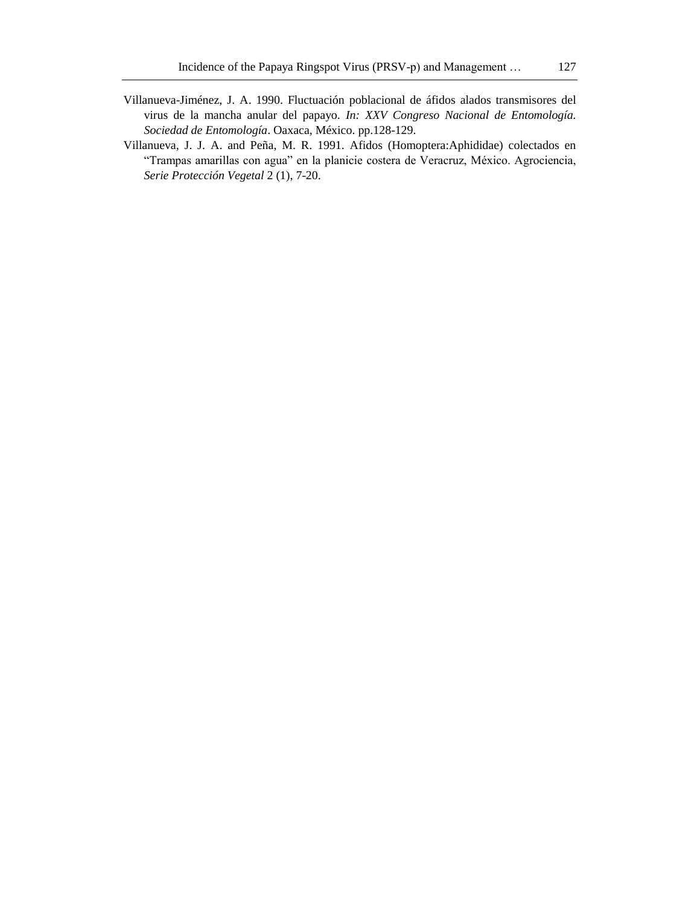Villanueva-Jiménez, J. A. 1990. Fluctuación poblacional de áfidos alados transmisores del virus de la mancha anular del papayo. *In: XXV Congreso Nacional de Entomología. Sociedad de Entomología*. Oaxaca, México. pp.128-129.

Villanueva, J. J. A. and Peña, M. R. 1991. Afidos (Homoptera:Aphididae) colectados en "Trampas amarillas con agua" en la planicie costera de Veracruz, México. Agrociencia, *Serie Protección Vegetal* 2 (1), 7-20.